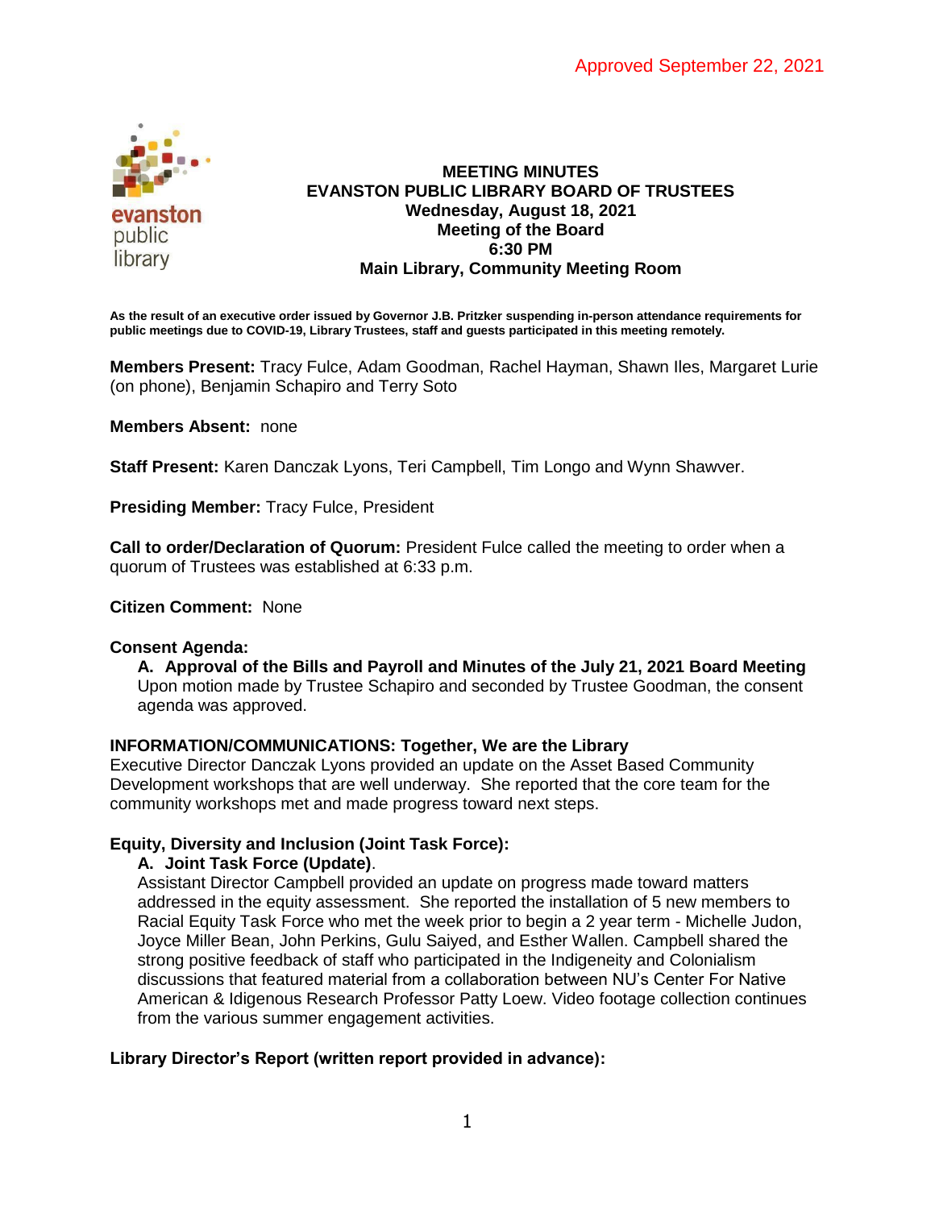Approved September 22, 2021

evanston public library

**MEETING MINUTES**
**EVANSTON PUBLIC LIBRARY BOARD OF TRUSTEES**
**Wednesday, August 18, 2021**
**Meeting of the Board**
**6:30 PM**
**Main Library, Community Meeting Room**

**As the result of an executive order issued by Governor J.B. Pritzker suspending in-person attendance requirements for public meetings due to COVID-19, Library Trustees, staff and guests participated in this meeting remotely.**

**Members Present:** Tracy Fulce, Adam Goodman, Rachel Hayman, Shawn Iles, Margaret Lurie (on phone), Benjamin Schapiro and Terry Soto

**Members Absent:** none

**Staff Present:** Karen Danczak Lyons, Teri Campbell, Tim Longo and Wynn Shawver.

**Presiding Member:** Tracy Fulce, President

**Call to order/Declaration of Quorum:** President Fulce called the meeting to order when a quorum of Trustees was established at 6:33 p.m.

**Citizen Comment:** None

**Consent Agenda:**

**A. Approval of the Bills and Payroll and Minutes of the July 21, 2021 Board Meeting**
Upon motion made by Trustee Schapiro and seconded by Trustee Goodman, the consent agenda was approved.

**INFORMATION/COMMUNICATIONS: Together, We are the Library**
Executive Director Danczak Lyons provided an update on the Asset Based Community Development workshops that are well underway. She reported that the core team for the community workshops met and made progress toward next steps.

**Equity, Diversity and Inclusion (Joint Task Force):**

**A. Joint Task Force (Update)**.
Assistant Director Campbell provided an update on progress made toward matters addressed in the equity assessment. She reported the installation of 5 new members to Racial Equity Task Force who met the week prior to begin a 2 year term - Michelle Judon, Joyce Miller Bean, John Perkins, Gulu Saiyed, and Esther Wallen. Campbell shared the strong positive feedback of staff who participated in the Indigeneity and Colonialism discussions that featured material from a collaboration between NU's Center For Native American & Idigenous Research Professor Patty Loew. Video footage collection continues from the various summer engagement activities.

**Library Director's Report (written report provided in advance):**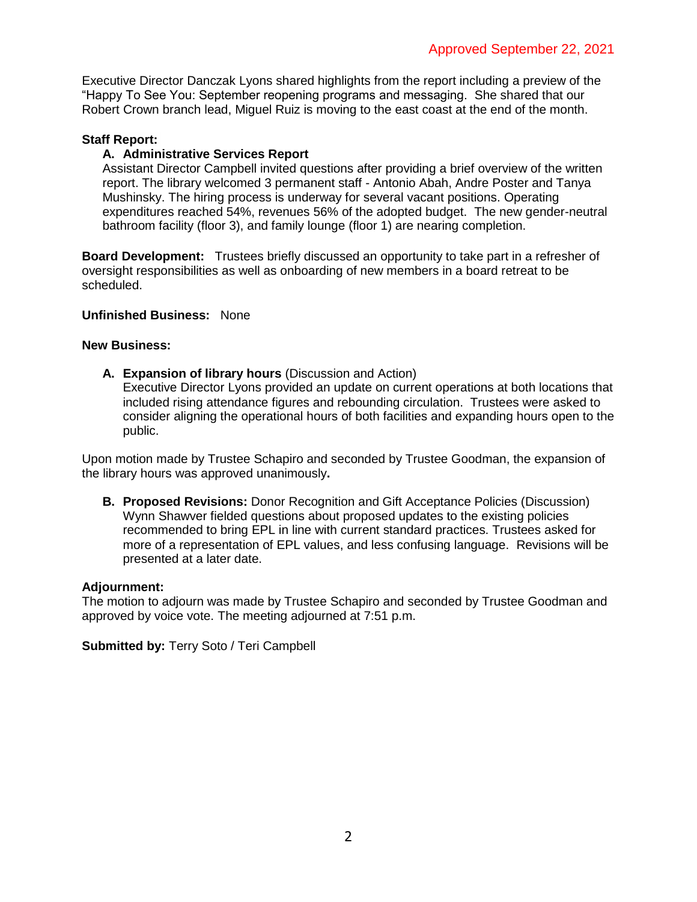Approved September 22, 2021

Executive Director Danczak Lyons shared highlights from the report including a preview of the "Happy To See You: September reopening programs and messaging. She shared that our Robert Crown branch lead, Miguel Ruiz is moving to the east coast at the end of the month.

**Staff Report:**

**A. Administrative Services Report**

Assistant Director Campbell invited questions after providing a brief overview of the written report. The library welcomed 3 permanent staff - Antonio Abah, Andre Poster and Tanya Mushinsky. The hiring process is underway for several vacant positions. Operating expenditures reached 54%, revenues 56% of the adopted budget. The new gender-neutral bathroom facility (floor 3), and family lounge (floor 1) are nearing completion.

**Board Development:** Trustees briefly discussed an opportunity to take part in a refresher of oversight responsibilities as well as onboarding of new members in a board retreat to be scheduled.

**Unfinished Business:** None

**New Business:**

**A. Expansion of library hours** (Discussion and Action)

Executive Director Lyons provided an update on current operations at both locations that included rising attendance figures and rebounding circulation. Trustees were asked to consider aligning the operational hours of both facilities and expanding hours open to the public.

Upon motion made by Trustee Schapiro and seconded by Trustee Goodman, the expansion of the library hours was approved unanimously**.**

**B. Proposed Revisions:** Donor Recognition and Gift Acceptance Policies (Discussion)

Wynn Shawver fielded questions about proposed updates to the existing policies recommended to bring EPL in line with current standard practices. Trustees asked for more of a representation of EPL values, and less confusing language. Revisions will be presented at a later date.

**Adjournment:**

The motion to adjourn was made by Trustee Schapiro and seconded by Trustee Goodman and approved by voice vote. The meeting adjourned at 7:51 p.m.

**Submitted by:** Terry Soto / Teri Campbell